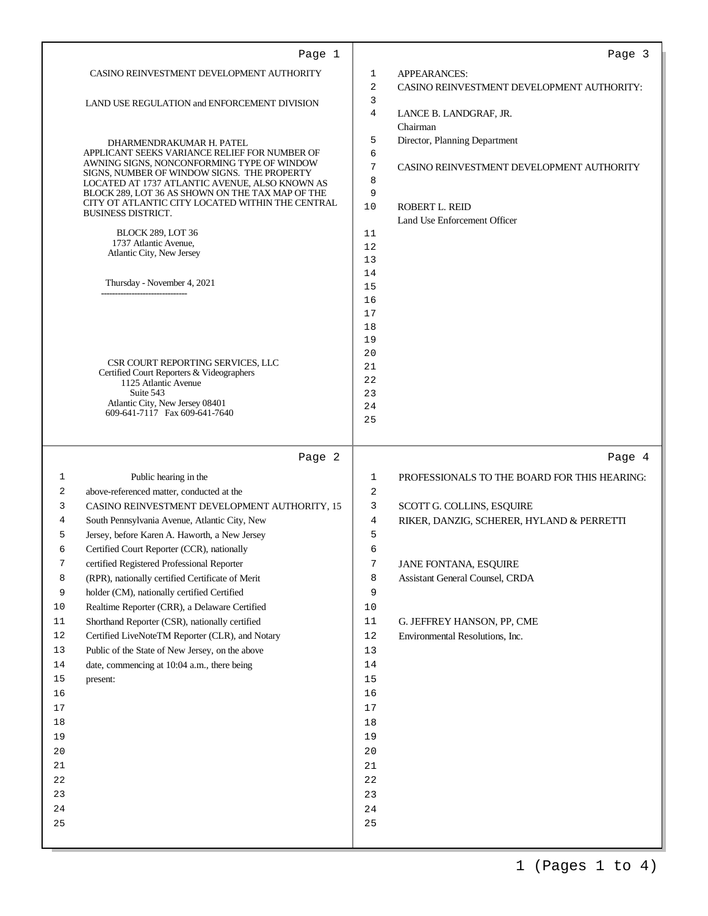CASINO REINVESTMENT DEVELOPMENT AUTHORITY

LAND USE REGULATION and ENFORCEMENT DIVISION

DHARMENDRAKUMAR H. PATEL
APPLICANT SEEKS VARIANCE RELIEF FOR NUMBER OF AWNING SIGNS, NONCONFORMING TYPE OF WINDOW SIGNS, NUMBER OF WINDOW SIGNS. THE PROPERTY LOCATED AT 1737 ATLANTIC AVENUE, ALSO KNOWN AS BLOCK 289, LOT 36 AS SHOWN ON THE TAX MAP OF THE CITY OT ATLANTIC CITY LOCATED WITHIN THE CENTRAL BUSINESS DISTRICT.

BLOCK 289, LOT 36
1737 Atlantic Avenue,
Atlantic City, New Jersey

Thursday - November 4, 2021

CSR COURT REPORTING SERVICES, LLC
Certified Court Reporters & Videographers
1125 Atlantic Avenue
Suite 543
Atlantic City, New Jersey 08401
609-641-7117 Fax 609-641-7640

---

1 Public hearing in the
2 above-referenced matter, conducted at the
3 CASINO REINVESTMENT DEVELOPMENT AUTHORITY, 15
4 South Pennsylvania Avenue, Atlantic City, New
5 Jersey, before Karen A. Haworth, a New Jersey
6 Certified Court Reporter (CCR), nationally
7 certified Registered Professional Reporter
8 (RPR), nationally certified Certificate of Merit
9 holder (CM), nationally certified Certified
10 Realtime Reporter (CRR), a Delaware Certified
11 Shorthand Reporter (CSR), nationally certified
12 Certified LiveNoteTM Reporter (CLR), and Notary
13 Public of the State of New Jersey, on the above
14 date, commencing at 10:04 a.m., there being
15 present:
16
17
18
19
20
21
22
23
24
25

---

1 APPEARANCES:
2 CASINO REINVESTMENT DEVELOPMENT AUTHORITY:
3
4 LANCE B. LANDGRAF, JR.
Chairman
5 Director, Planning Department
6
7 CASINO REINVESTMENT DEVELOPMENT AUTHORITY
8
9
10 ROBERT L. REID
Land Use Enforcement Officer
11
12
13
14
15
16
17
18
19
20
21
22
23
24
25

---

1 PROFESSIONALS TO THE BOARD FOR THIS HEARING:
2
3 SCOTT G. COLLINS, ESQUIRE
4 RIKER, DANZIG, SCHERER, HYLAND & PERRETTI
5
6
7 JANE FONTANA, ESQUIRE
8 Assistant General Counsel, CRDA
9
10
11 G. JEFFREY HANSON, PP, CME
12 Environmental Resolutions, Inc.
13
14
15
16
17
18
19
20
21
22
23
24
25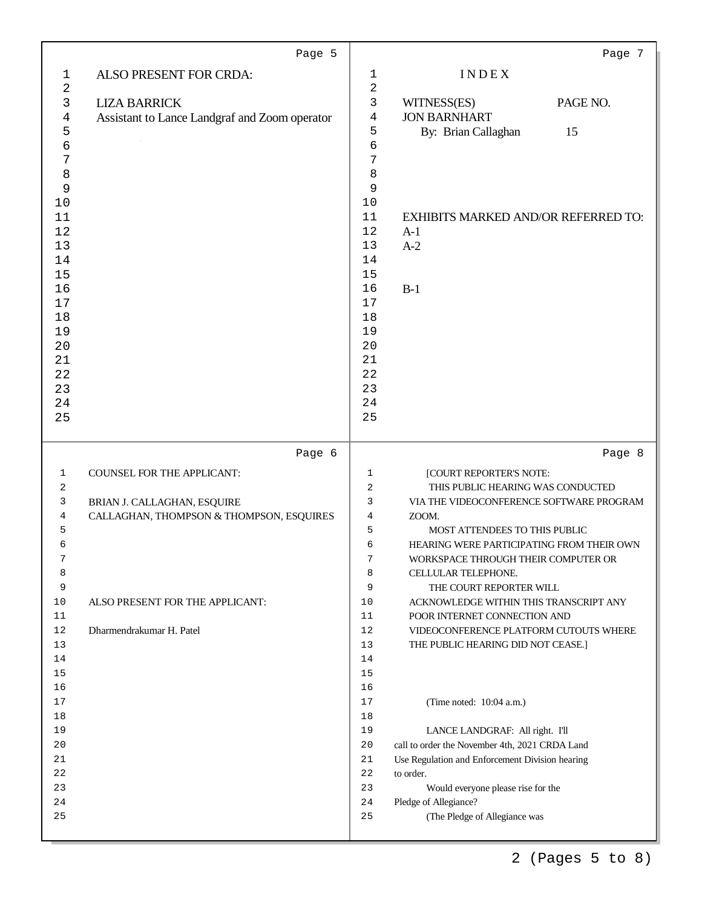ALSO PRESENT FOR CRDA:

LIZA BARRICK
Assistant to Lance Landgraf and Zoom operator

COUNSEL FOR THE APPLICANT:

BRIAN J. CALLAGHAN, ESQUIRE
CALLAGHAN, THOMPSON & THOMPSON, ESQUIRES

ALSO PRESENT FOR THE APPLICANT:

Dharmendrakumar H. Patel

I N D E X

| WITNESS(ES) | PAGE NO. |
|---|---|
| JON BARNHART | |
| By: Brian Callaghan | 15 |

EXHIBITS MARKED AND/OR REFERRED TO:

A-1
A-2

B-1

[COURT REPORTER'S NOTE:
THIS PUBLIC HEARING WAS CONDUCTED VIA THE VIDEOCONFERENCE SOFTWARE PROGRAM ZOOM.
MOST ATTENDEES TO THIS PUBLIC HEARING WERE PARTICIPATING FROM THEIR OWN WORKSPACE THROUGH THEIR COMPUTER OR CELLULAR TELEPHONE.
THE COURT REPORTER WILL ACKNOWLEDGE WITHIN THIS TRANSCRIPT ANY POOR INTERNET CONNECTION AND VIDEOCONFERENCE PLATFORM CUTOUTS WHERE THE PUBLIC HEARING DID NOT CEASE.]

(Time noted: 10:04 a.m.)

LANCE LANDGRAF: All right. I'll call to order the November 4th, 2021 CRDA Land Use Regulation and Enforcement Division hearing to order.

Would everyone please rise for the Pledge of Allegiance?

(The Pledge of Allegiance was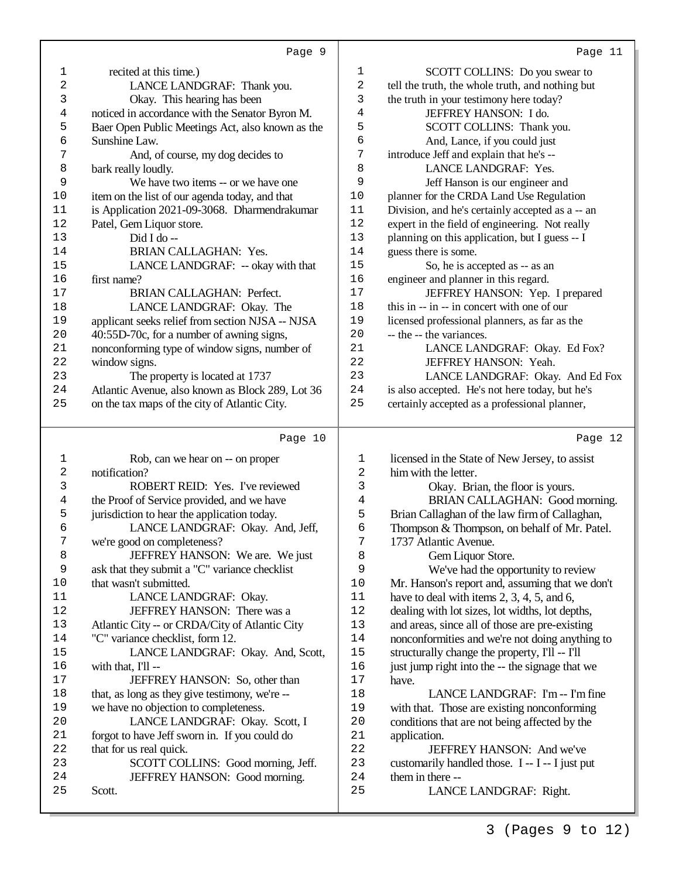recited at this time.)

LANCE LANDGRAF: Thank you.

Okay. This hearing has been noticed in accordance with the Senator Byron M. Baer Open Public Meetings Act, also known as the Sunshine Law.

And, of course, my dog decides to bark really loudly.

We have two items -- or we have one item on the list of our agenda today, and that is Application 2021-09-3068. Dharmendrakumar Patel, Gem Liquor store.

Did I do --

BRIAN CALLAGHAN: Yes.

LANCE LANDGRAF: -- okay with that first name?

BRIAN CALLAGHAN: Perfect.

LANCE LANDGRAF: Okay. The applicant seeks relief from section NJSA -- NJSA 40:55D-70c, for a number of awning signs, nonconforming type of window signs, number of window signs.

The property is located at 1737 Atlantic Avenue, also known as Block 289, Lot 36 on the tax maps of the city of Atlantic City.

Rob, can we hear on -- on proper notification?

ROBERT REID: Yes. I've reviewed the Proof of Service provided, and we have jurisdiction to hear the application today.

LANCE LANDGRAF: Okay. And, Jeff, we're good on completeness?

JEFFREY HANSON: We are. We just ask that they submit a "C" variance checklist that wasn't submitted.

LANCE LANDGRAF: Okay.

JEFFREY HANSON: There was a Atlantic City -- or CRDA/City of Atlantic City "C" variance checklist, form 12.

LANCE LANDGRAF: Okay. And, Scott, with that, I'll --

JEFFREY HANSON: So, other than that, as long as they give testimony, we're -- we have no objection to completeness.

LANCE LANDGRAF: Okay. Scott, I forgot to have Jeff sworn in. If you could do that for us real quick.

SCOTT COLLINS: Good morning, Jeff.

JEFFREY HANSON: Good morning. Scott.

SCOTT COLLINS: Do you swear to tell the truth, the whole truth, and nothing but the truth in your testimony here today?

JEFFREY HANSON: I do.

SCOTT COLLINS: Thank you.

And, Lance, if you could just introduce Jeff and explain that he's --

LANCE LANDGRAF: Yes.

Jeff Hanson is our engineer and planner for the CRDA Land Use Regulation Division, and he's certainly accepted as a -- an expert in the field of engineering. Not really planning on this application, but I guess -- I guess there is some.

So, he is accepted as -- as an engineer and planner in this regard.

JEFFREY HANSON: Yep. I prepared this in -- in -- in concert with one of our licensed professional planners, as far as the -- the -- the variances.

LANCE LANDGRAF: Okay. Ed Fox?

JEFFREY HANSON: Yeah.

LANCE LANDGRAF: Okay. And Ed Fox is also accepted. He's not here today, but he's certainly accepted as a professional planner, licensed in the State of New Jersey, to assist him with the letter.

Okay. Brian, the floor is yours.

BRIAN CALLAGHAN: Good morning. Brian Callaghan of the law firm of Callaghan, Thompson & Thompson, on behalf of Mr. Patel. 1737 Atlantic Avenue.

Gem Liquor Store.

We've had the opportunity to review Mr. Hanson's report and, assuming that we don't have to deal with items 2, 3, 4, 5, and 6, dealing with lot sizes, lot widths, lot depths, and areas, since all of those are pre-existing nonconformities and we're not doing anything to structurally change the property, I'll -- I'll just jump right into the -- the signage that we have.

LANCE LANDGRAF: I'm -- I'm fine with that. Those are existing nonconforming conditions that are not being affected by the application.

JEFFREY HANSON: And we've customarily handled those. I -- I -- I just put them in there --

LANCE LANDGRAF: Right.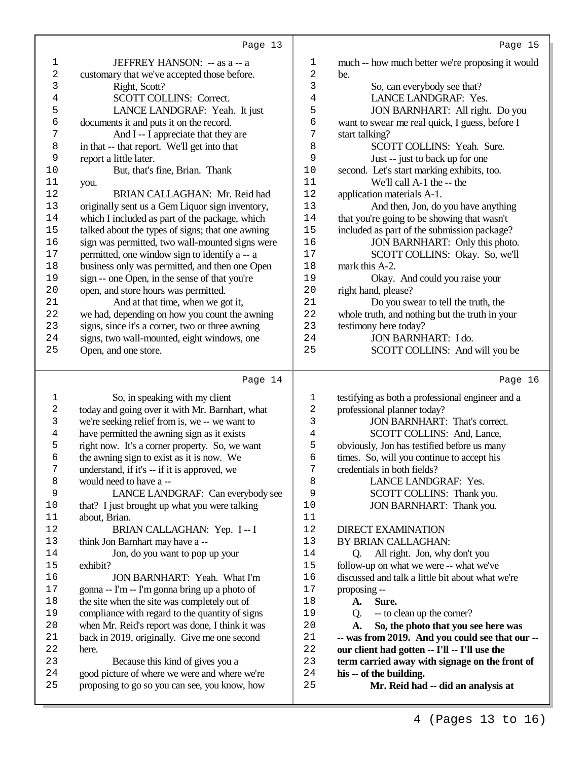JEFFREY HANSON: -- as a -- a customary that we've accepted those before.

Right, Scott?

SCOTT COLLINS: Correct.

LANCE LANDGRAF: Yeah. It just documents it and puts it on the record.

And I -- I appreciate that they are in that -- that report. We'll get into that report a little later.

But, that's fine, Brian. Thank you.

BRIAN CALLAGHAN: Mr. Reid had originally sent us a Gem Liquor sign inventory, which I included as part of the package, which talked about the types of signs; that one awning sign was permitted, two wall-mounted signs were permitted, one window sign to identify a -- a business only was permitted, and then one Open sign -- one Open, in the sense of that you're open, and store hours was permitted.

And at that time, when we got it, we had, depending on how you count the awning signs, since it's a corner, two or three awning signs, two wall-mounted, eight windows, one Open, and one store.

So, in speaking with my client today and going over it with Mr. Barnhart, what we're seeking relief from is, we -- we want to have permitted the awning sign as it exists right now. It's a corner property. So, we want the awning sign to exist as it is now. We understand, if it's -- if it is approved, we would need to have a --

LANCE LANDGRAF: Can everybody see that? I just brought up what you were talking about, Brian.

BRIAN CALLAGHAN: Yep. I -- I think Jon Barnhart may have a --

Jon, do you want to pop up your exhibit?

JON BARNHART: Yeah. What I'm gonna -- I'm -- I'm gonna bring up a photo of the site when the site was completely out of compliance with regard to the quantity of signs when Mr. Reid's report was done, I think it was back in 2019, originally. Give me one second here.

Because this kind of gives you a good picture of where we were and where we're proposing to go so you can see, you know, how much -- how much better we're proposing it would be.

So, can everybody see that?

LANCE LANDGRAF: Yes.

JON BARNHART: All right. Do you want to swear me real quick, I guess, before I start talking?

SCOTT COLLINS: Yeah. Sure.

Just -- just to back up for one second. Let's start marking exhibits, too.

We'll call A-1 the -- the application materials A-1.

And then, Jon, do you have anything that you're going to be showing that wasn't included as part of the submission package?

JON BARNHART: Only this photo.

SCOTT COLLINS: Okay. So, we'll mark this A-2.

Okay. And could you raise your right hand, please?

Do you swear to tell the truth, the whole truth, and nothing but the truth in your testimony here today?

JON BARNHART: I do.

SCOTT COLLINS: And will you be testifying as both a professional engineer and a professional planner today?

JON BARNHART: That's correct.

SCOTT COLLINS: And, Lance, obviously, Jon has testified before us many times. So, will you continue to accept his credentials in both fields?

LANCE LANDGRAF: Yes.

SCOTT COLLINS: Thank you.

JON BARNHART: Thank you.

DIRECT EXAMINATION
BY BRIAN CALLAGHAN:

Q. All right. Jon, why don't you follow-up on what we were -- what we've discussed and talk a little bit about what we're proposing --

**A. Sure.**

Q. -- to clean up the corner?

**A. So, the photo that you see here was -- was from 2019. And you could see that our -- our client had gotten -- I'll -- I'll use the term carried away with signage on the front of his -- of the building.**

**Mr. Reid had -- did an analysis at**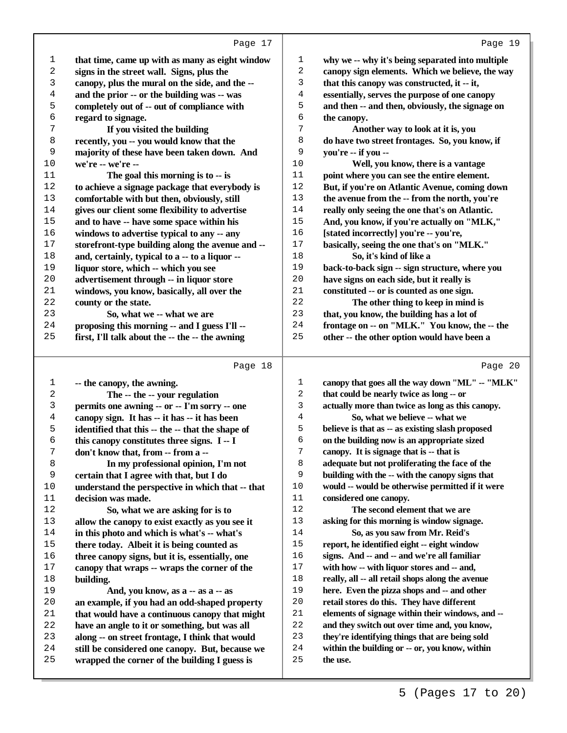Page 17

1 that time, came up with as many as eight window
2 signs in the street wall. Signs, plus the
3 canopy, plus the mural on the side, and the --
4 and the prior -- or the building was -- was
5 completely out of -- out of compliance with
6 regard to signage.
7 If you visited the building
8 recently, you -- you would know that the
9 majority of these have been taken down. And
10 we're -- we're --
11 The goal this morning is to -- is
12 to achieve a signage package that everybody is
13 comfortable with but then, obviously, still
14 gives our client some flexibility to advertise
15 and to have -- have some space within his
16 windows to advertise typical to any -- any
17 storefront-type building along the avenue and --
18 and, certainly, typical to a -- to a liquor --
19 liquor store, which -- which you see
20 advertisement through -- in liquor store
21 windows, you know, basically, all over the
22 county or the state.
23 So, what we -- what we are
24 proposing this morning -- and I guess I'll --
25 first, I'll talk about the -- the -- the awning

Page 18

1 -- the canopy, the awning.
2 The -- the -- your regulation
3 permits one awning -- or -- I'm sorry -- one
4 canopy sign. It has -- it has -- it has been
5 identified that this -- the -- that the shape of
6 this canopy constitutes three signs. I -- I
7 don't know that, from -- from a --
8 In my professional opinion, I'm not
9 certain that I agree with that, but I do
10 understand the perspective in which that -- that
11 decision was made.
12 So, what we are asking for is to
13 allow the canopy to exist exactly as you see it
14 in this photo and which is what's -- what's
15 there today. Albeit it is being counted as
16 three canopy signs, but it is, essentially, one
17 canopy that wraps -- wraps the corner of the
18 building.
19 And, you know, as a -- as a -- as
20 an example, if you had an odd-shaped property
21 that would have a continuous canopy that might
22 have an angle to it or something, but was all
23 along -- on street frontage, I think that would
24 still be considered one canopy. But, because we
25 wrapped the corner of the building I guess is

Page 19

1 why we -- why it's being separated into multiple
2 canopy sign elements. Which we believe, the way
3 that this canopy was constructed, it -- it,
4 essentially, serves the purpose of one canopy
5 and then -- and then, obviously, the signage on
6 the canopy.
7 Another way to look at it is, you
8 do have two street frontages. So, you know, if
9 you're -- if you --
10 Well, you know, there is a vantage
11 point where you can see the entire element.
12 But, if you're on Atlantic Avenue, coming down
13 the avenue from the -- from the north, you're
14 really only seeing the one that's on Atlantic.
15 And, you know, if you're actually on "MLK,"
16 [stated incorrectly] you're -- you're,
17 basically, seeing the one that's on "MLK."
18 So, it's kind of like a
19 back-to-back sign -- sign structure, where you
20 have signs on each side, but it really is
21 constituted -- or is counted as one sign.
22 The other thing to keep in mind is
23 that, you know, the building has a lot of
24 frontage on -- on "MLK." You know, the -- the
25 other -- the other option would have been a

Page 20

1 canopy that goes all the way down "ML" -- "MLK"
2 that could be nearly twice as long -- or
3 actually more than twice as long as this canopy.
4 So, what we believe -- what we
5 believe is that as -- as existing slash proposed
6 on the building now is an appropriate sized
7 canopy. It is signage that is -- that is
8 adequate but not proliferating the face of the
9 building with the -- with the canopy signs that
10 would -- would be otherwise permitted if it were
11 considered one canopy.
12 The second element that we are
13 asking for this morning is window signage.
14 So, as you saw from Mr. Reid's
15 report, he identified eight -- eight window
16 signs. And -- and -- and we're all familiar
17 with how -- with liquor stores and -- and,
18 really, all -- all retail shops along the avenue
19 here. Even the pizza shops and -- and other
20 retail stores do this. They have different
21 elements of signage within their windows, and --
22 and they switch out over time and, you know,
23 they're identifying things that are being sold
24 within the building or -- or, you know, within
25 the use.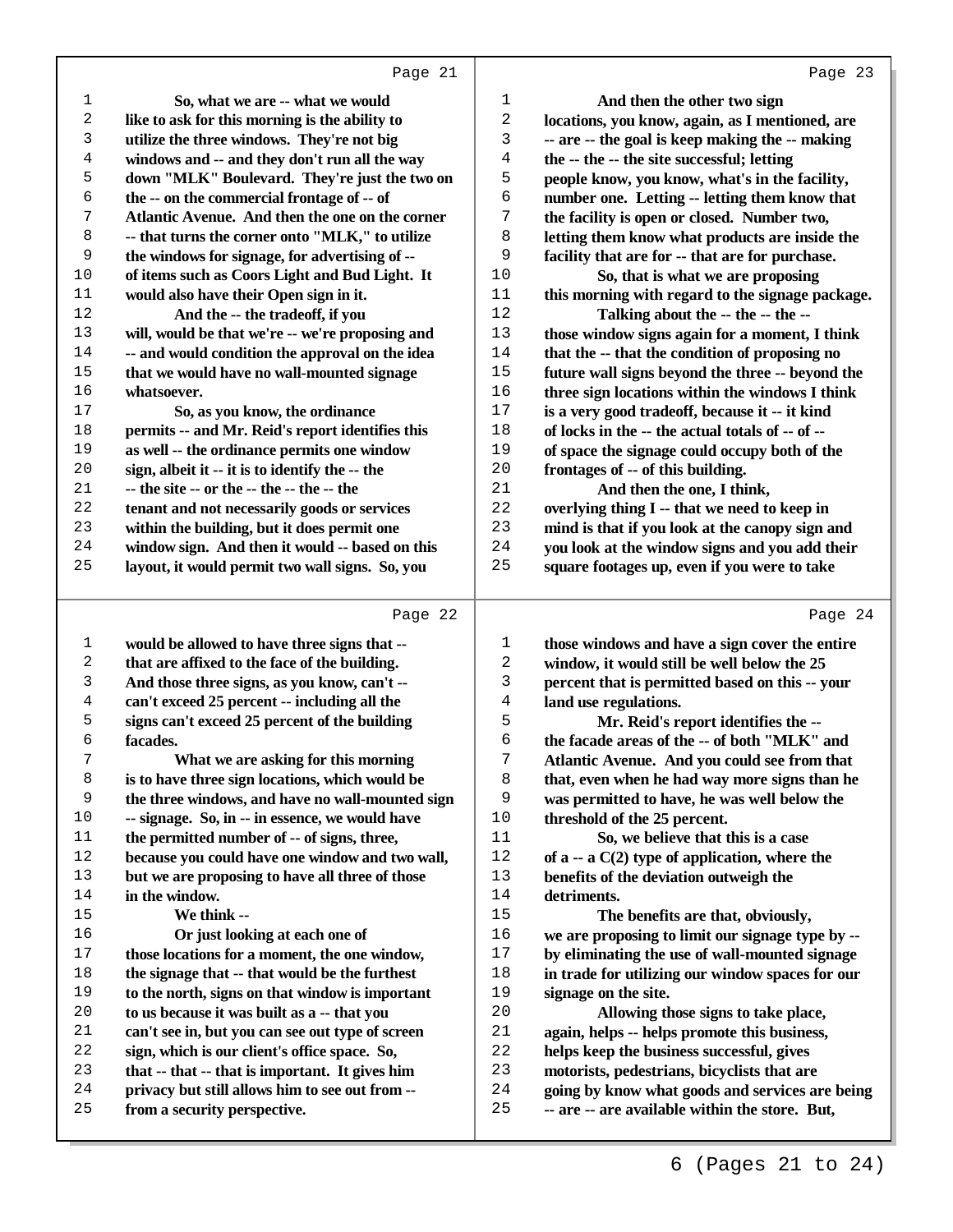Page 21

So, what we are -- what we would like to ask for this morning is the ability to utilize the three windows. They're not big windows and -- and they don't run all the way down "MLK" Boulevard. They're just the two on the -- on the commercial frontage of -- of Atlantic Avenue. And then the one on the corner -- that turns the corner onto "MLK," to utilize the windows for signage, for advertising of -- of items such as Coors Light and Bud Light. It would also have their Open sign in it.

And the -- the tradeoff, if you will, would be that we're -- we're proposing and -- and would condition the approval on the idea that we would have no wall-mounted signage whatsoever.

So, as you know, the ordinance permits -- and Mr. Reid's report identifies this as well -- the ordinance permits one window sign, albeit it -- it is to identify the -- the -- the site -- or the -- the -- the -- the tenant and not necessarily goods or services within the building, but it does permit one window sign. And then it would -- based on this layout, it would permit two wall signs. So, you

Page 22

would be allowed to have three signs that -- that are affixed to the face of the building. And those three signs, as you know, can't -- can't exceed 25 percent -- including all the signs can't exceed 25 percent of the building facades.

What we are asking for this morning is to have three sign locations, which would be the three windows, and have no wall-mounted sign -- signage. So, in -- in essence, we would have the permitted number of -- of signs, three, because you could have one window and two wall, but we are proposing to have all three of those in the window.

We think --

Or just looking at each one of those locations for a moment, the one window, the signage that -- that would be the furthest to the north, signs on that window is important to us because it was built as a -- that you can't see in, but you can see out type of screen sign, which is our client's office space. So, that -- that -- that is important. It gives him privacy but still allows him to see out from -- from a security perspective.

Page 23

And then the other two sign locations, you know, again, as I mentioned, are -- are -- the goal is keep making the -- making the -- the -- the site successful; letting people know, you know, what's in the facility, number one. Letting -- letting them know that the facility is open or closed. Number two, letting them know what products are inside the facility that are for -- that are for purchase.

So, that is what we are proposing this morning with regard to the signage package.

Talking about the -- the -- the -- those window signs again for a moment, I think that the -- that the condition of proposing no future wall signs beyond the three -- beyond the three sign locations within the windows I think is a very good tradeoff, because it -- it kind of locks in the -- the actual totals of -- of -- of space the signage could occupy both of the frontages of -- of this building.

And then the one, I think, overlying thing I -- that we need to keep in mind is that if you look at the canopy sign and you look at the window signs and you add their square footages up, even if you were to take

Page 24

those windows and have a sign cover the entire window, it would still be well below the 25 percent that is permitted based on this -- your land use regulations.

Mr. Reid's report identifies the -- the facade areas of the -- of both "MLK" and Atlantic Avenue. And you could see from that that, even when he had way more signs than he was permitted to have, he was well below the threshold of the 25 percent.

So, we believe that this is a case of a -- a C(2) type of application, where the benefits of the deviation outweigh the detriments.

The benefits are that, obviously, we are proposing to limit our signage type by -- by eliminating the use of wall-mounted signage in trade for utilizing our window spaces for our signage on the site.

Allowing those signs to take place, again, helps -- helps promote this business, helps keep the business successful, gives motorists, pedestrians, bicyclists that are going by know what goods and services are being -- are -- are available within the store. But,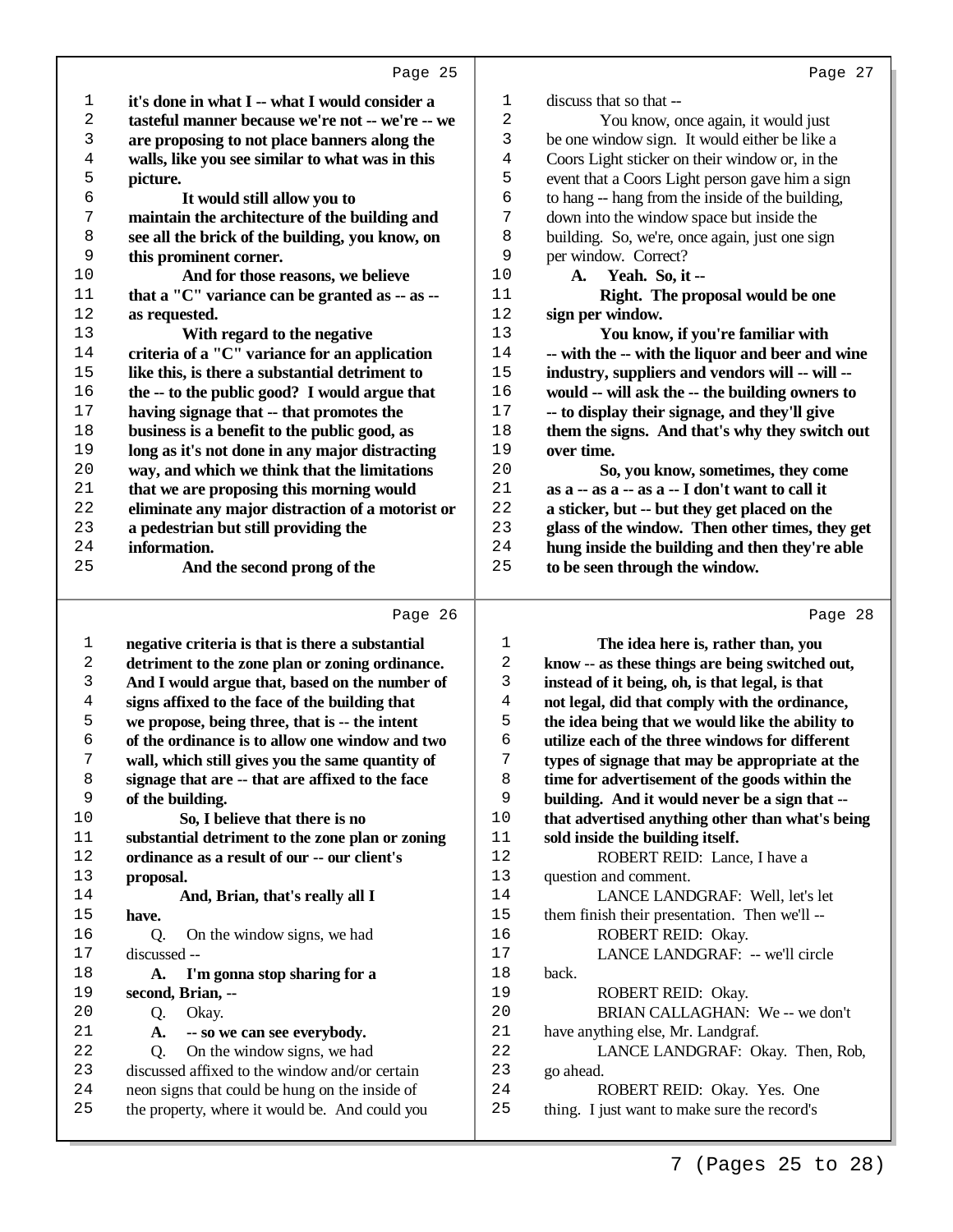it's done in what I -- what I would consider a tasteful manner because we're not -- we're -- we are proposing to not place banners along the walls, like you see similar to what was in this picture.

It would still allow you to maintain the architecture of the building and see all the brick of the building, you know, on this prominent corner.

And for those reasons, we believe that a "C" variance can be granted as -- as -- as requested.

With regard to the negative criteria of a "C" variance for an application like this, is there a substantial detriment to the -- to the public good? I would argue that having signage that -- that promotes the business is a benefit to the public good, as long as it's not done in any major distracting way, and which we think that the limitations that we are proposing this morning would eliminate any major distraction of a motorist or a pedestrian but still providing the information.

And the second prong of the negative criteria is that is there a substantial detriment to the zone plan or zoning ordinance. And I would argue that, based on the number of signs affixed to the face of the building that we propose, being three, that is -- the intent of the ordinance is to allow one window and two wall, which still gives you the same quantity of signage that are -- that are affixed to the face of the building.

So, I believe that there is no substantial detriment to the zone plan or zoning ordinance as a result of our -- our client's proposal.

And, Brian, that's really all I have.

Q. On the window signs, we had discussed --

A. I'm gonna stop sharing for a second, Brian, --

Q. Okay.

A. -- so we can see everybody.

Q. On the window signs, we had discussed affixed to the window and/or certain neon signs that could be hung on the inside of the property, where it would be. And could you discuss that so that --

You know, once again, it would just be one window sign. It would either be like a Coors Light sticker on their window or, in the event that a Coors Light person gave him a sign to hang -- hang from the inside of the building, down into the window space but inside the building. So, we're, once again, just one sign per window. Correct?

A. Yeah. So, it --

Right. The proposal would be one sign per window.

You know, if you're familiar with -- with the -- with the liquor and beer and wine industry, suppliers and vendors will -- will -- would -- will ask the -- the building owners to -- to display their signage, and they'll give them the signs. And that's why they switch out over time.

So, you know, sometimes, they come as a -- as a -- as a -- I don't want to call it a sticker, but -- but they get placed on the glass of the window. Then other times, they get hung inside the building and then they're able to be seen through the window.

The idea here is, rather than, you know -- as these things are being switched out, instead of it being, oh, is that legal, is that not legal, did that comply with the ordinance, the idea being that we would like the ability to utilize each of the three windows for different types of signage that may be appropriate at the time for advertisement of the goods within the building. And it would never be a sign that -- that advertised anything other than what's being sold inside the building itself.

ROBERT REID: Lance, I have a question and comment.

LANCE LANDGRAF: Well, let's let them finish their presentation. Then we'll --

ROBERT REID: Okay.

LANCE LANDGRAF: -- we'll circle back.

ROBERT REID: Okay.

BRIAN CALLAGHAN: We -- we don't have anything else, Mr. Landgraf.

LANCE LANDGRAF: Okay. Then, Rob, go ahead.

ROBERT REID: Okay. Yes. One thing. I just want to make sure the record's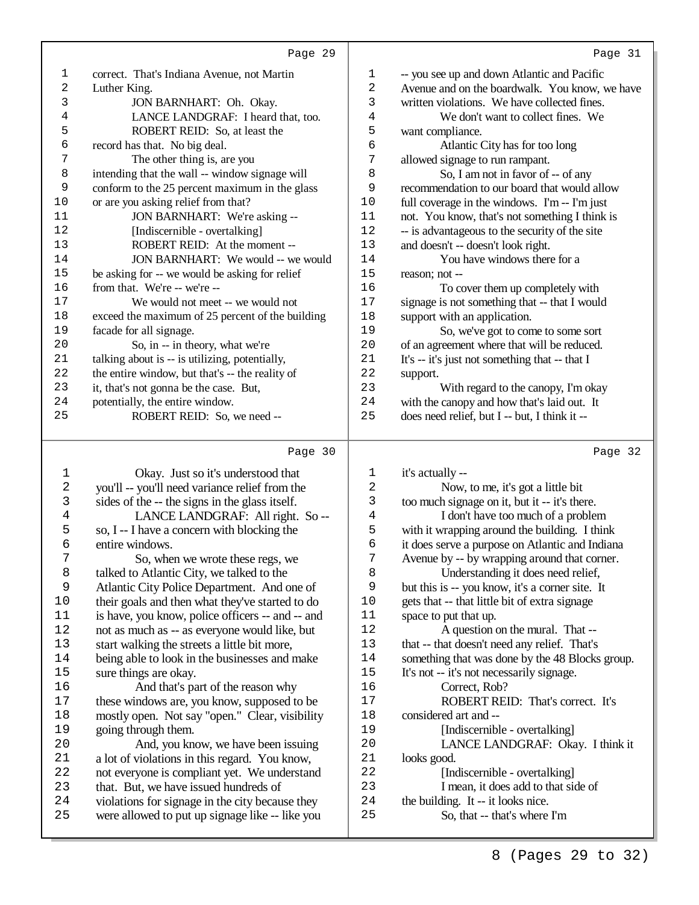correct. That's Indiana Avenue, not Martin Luther King.

JON BARNHART: Oh. Okay.

LANCE LANDGRAF: I heard that, too.

ROBERT REID: So, at least the record has that. No big deal.

The other thing is, are you intending that the wall -- window signage will conform to the 25 percent maximum in the glass or are you asking relief from that?

JON BARNHART: We're asking --

[Indiscernible - overtalking]

ROBERT REID: At the moment --

JON BARNHART: We would -- we would be asking for -- we would be asking for relief from that. We're -- we're --

We would not meet -- we would not exceed the maximum of 25 percent of the building facade for all signage.

So, in -- in theory, what we're talking about is -- is utilizing, potentially, the entire window, but that's -- the reality of it, that's not gonna be the case. But, potentially, the entire window.

ROBERT REID: So, we need --

Okay. Just so it's understood that you'll -- you'll need variance relief from the sides of the -- the signs in the glass itself.

LANCE LANDGRAF: All right. So -- so, I -- I have a concern with blocking the entire windows.

So, when we wrote these regs, we talked to Atlantic City, we talked to the Atlantic City Police Department. And one of their goals and then what they've started to do is have, you know, police officers -- and -- and not as much as -- as everyone would like, but start walking the streets a little bit more, being able to look in the businesses and make sure things are okay.

And that's part of the reason why these windows are, you know, supposed to be mostly open. Not say "open." Clear, visibility going through them.

And, you know, we have been issuing a lot of violations in this regard. You know, not everyone is compliant yet. We understand that. But, we have issued hundreds of violations for signage in the city because they were allowed to put up signage like -- like you -- you see up and down Atlantic and Pacific Avenue and on the boardwalk. You know, we have written violations. We have collected fines.

We don't want to collect fines. We want compliance.

Atlantic City has for too long allowed signage to run rampant.

So, I am not in favor of -- of any recommendation to our board that would allow full coverage in the windows. I'm -- I'm just not. You know, that's not something I think is -- is advantageous to the security of the site and doesn't -- doesn't look right.

You have windows there for a reason; not --

To cover them up completely with signage is not something that -- that I would support with an application.

So, we've got to come to some sort of an agreement where that will be reduced. It's -- it's just not something that -- that I support.

With regard to the canopy, I'm okay with the canopy and how that's laid out. It does need relief, but I -- but, I think it -- it's actually --

Now, to me, it's got a little bit too much signage on it, but it -- it's there.

I don't have too much of a problem with it wrapping around the building. I think it does serve a purpose on Atlantic and Indiana Avenue by -- by wrapping around that corner.

Understanding it does need relief, but this is -- you know, it's a corner site. It gets that -- that little bit of extra signage space to put that up.

A question on the mural. That -- that -- that doesn't need any relief. That's something that was done by the 48 Blocks group. It's not -- it's not necessarily signage.

Correct, Rob?

ROBERT REID: That's correct. It's considered art and --

[Indiscernible - overtalking]

LANCE LANDGRAF: Okay. I think it looks good.

[Indiscernible - overtalking]

I mean, it does add to that side of the building. It -- it looks nice.

So, that -- that's where I'm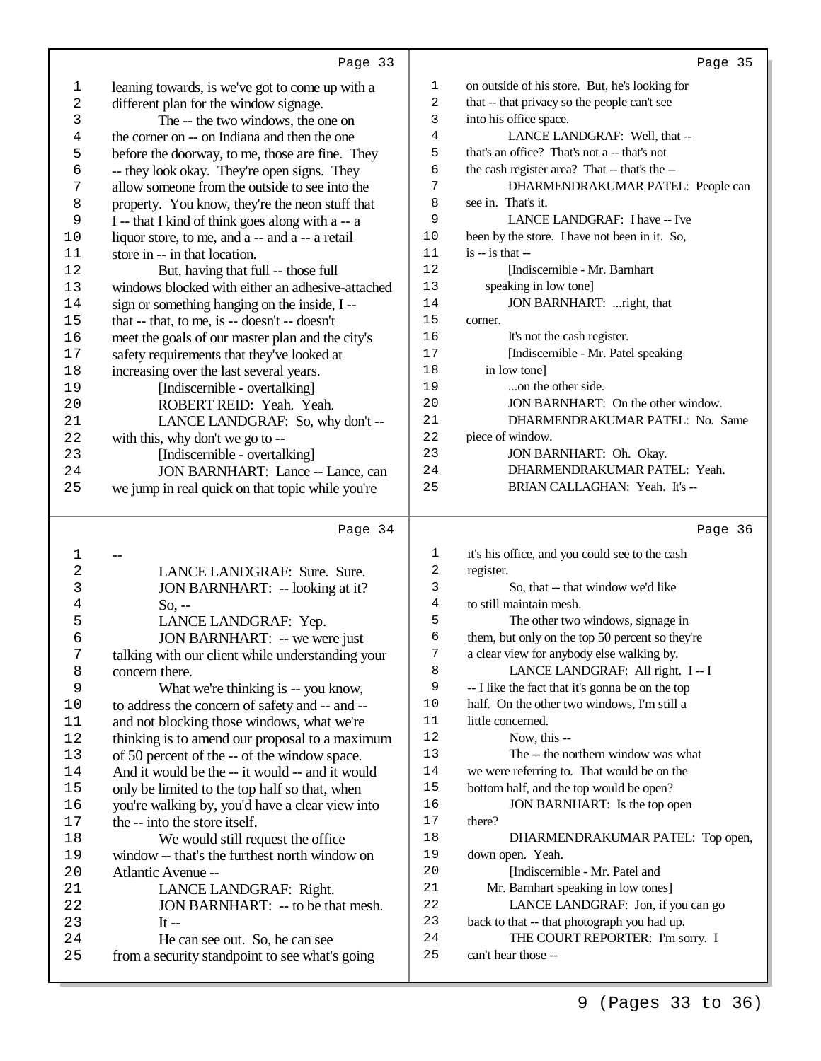Page 33

1 leaning towards, is we've got to come up with a
2 different plan for the window signage.
3 The -- the two windows, the one on
4 the corner on -- on Indiana and then the one
5 before the doorway, to me, those are fine. They
6 -- they look okay. They're open signs. They
7 allow someone from the outside to see into the
8 property. You know, they're the neon stuff that
9 I -- that I kind of think goes along with a -- a
10 liquor store, to me, and a -- and a -- a retail
11 store in -- in that location.
12 But, having that full -- those full
13 windows blocked with either an adhesive-attached
14 sign or something hanging on the inside, I --
15 that -- that, to me, is -- doesn't -- doesn't
16 meet the goals of our master plan and the city's
17 safety requirements that they've looked at
18 increasing over the last several years.
19 [Indiscernible - overtalking]
20 ROBERT REID: Yeah. Yeah.
21 LANCE LANDGRAF: So, why don't --
22 with this, why don't we go to --
23 [Indiscernible - overtalking]
24 JON BARNHART: Lance -- Lance, can
25 we jump in real quick on that topic while you're

Page 34

1 --
2 LANCE LANDGRAF: Sure. Sure.
3 JON BARNHART: -- looking at it?
4 So, --
5 LANCE LANDGRAF: Yep.
6 JON BARNHART: -- we were just
7 talking with our client while understanding your
8 concern there.
9 What we're thinking is -- you know,
10 to address the concern of safety and -- and --
11 and not blocking those windows, what we're
12 thinking is to amend our proposal to a maximum
13 of 50 percent of the -- of the window space.
14 And it would be the -- it would -- and it would
15 only be limited to the top half so that, when
16 you're walking by, you'd have a clear view into
17 the -- into the store itself.
18 We would still request the office
19 window -- that's the furthest north window on
20 Atlantic Avenue --
21 LANCE LANDGRAF: Right.
22 JON BARNHART: -- to be that mesh.
23 It --
24 He can see out. So, he can see
25 from a security standpoint to see what's going

Page 35

1 on outside of his store. But, he's looking for
2 that -- that privacy so the people can't see
3 into his office space.
4 LANCE LANDGRAF: Well, that --
5 that's an office? That's not a -- that's not
6 the cash register area? That -- that's the --
7 DHARMENDRAKUMAR PATEL: People can
8 see in. That's it.
9 LANCE LANDGRAF: I have -- I've
10 been by the store. I have not been in it. So,
11 is -- is that --
12 [Indiscernible - Mr. Barnhart
13 speaking in low tone]
14 JON BARNHART: ...right, that
15 corner.
16 It's not the cash register.
17 [Indiscernible - Mr. Patel speaking
18 in low tone]
19 ...on the other side.
20 JON BARNHART: On the other window.
21 DHARMENDRAKUMAR PATEL: No. Same
22 piece of window.
23 JON BARNHART: Oh. Okay.
24 DHARMENDRAKUMAR PATEL: Yeah.
25 BRIAN CALLAGHAN: Yeah. It's --

Page 36

1 it's his office, and you could see to the cash
2 register.
3 So, that -- that window we'd like
4 to still maintain mesh.
5 The other two windows, signage in
6 them, but only on the top 50 percent so they're
7 a clear view for anybody else walking by.
8 LANCE LANDGRAF: All right. I -- I
9 -- I like the fact that it's gonna be on the top
10 half. On the other two windows, I'm still a
11 little concerned.
12 Now, this --
13 The -- the northern window was what
14 we were referring to. That would be on the
15 bottom half, and the top would be open?
16 JON BARNHART: Is the top open
17 there?
18 DHARMENDRAKUMAR PATEL: Top open,
19 down open. Yeah.
20 [Indiscernible - Mr. Patel and
21 Mr. Barnhart speaking in low tones]
22 LANCE LANDGRAF: Jon, if you can go
23 back to that -- that photograph you had up.
24 THE COURT REPORTER: I'm sorry. I
25 can't hear those --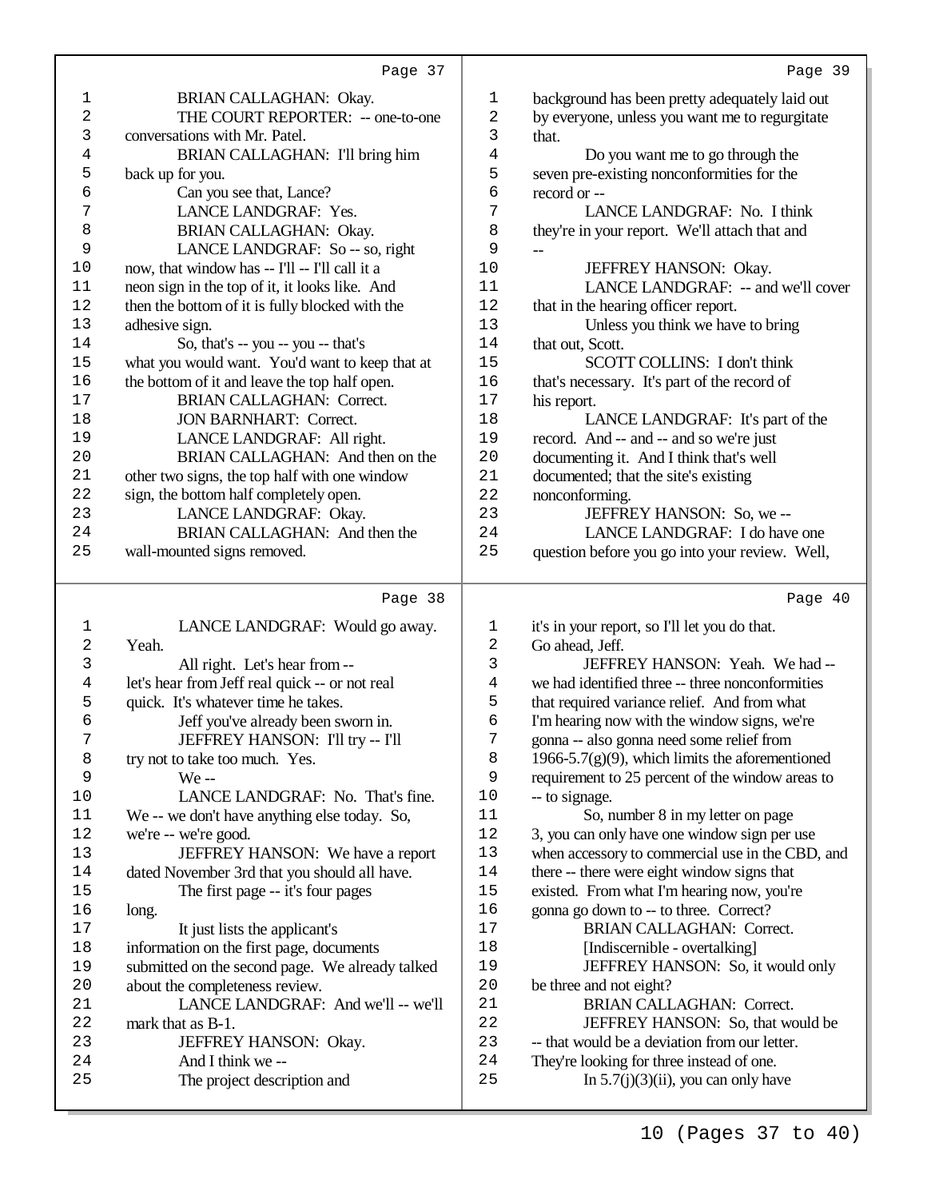BRIAN CALLAGHAN: Okay.

THE COURT REPORTER: -- one-to-one conversations with Mr. Patel.

BRIAN CALLAGHAN: I'll bring him back up for you.

Can you see that, Lance?

LANCE LANDGRAF: Yes.

BRIAN CALLAGHAN: Okay.

LANCE LANDGRAF: So -- so, right now, that window has -- I'll -- I'll call it a neon sign in the top of it, it looks like. And then the bottom of it is fully blocked with the adhesive sign.

So, that's -- you -- you -- that's what you would want. You'd want to keep that at the bottom of it and leave the top half open.

BRIAN CALLAGHAN: Correct.

JON BARNHART: Correct.

LANCE LANDGRAF: All right.

BRIAN CALLAGHAN: And then on the other two signs, the top half with one window sign, the bottom half completely open.

LANCE LANDGRAF: Okay.

BRIAN CALLAGHAN: And then the wall-mounted signs removed.

LANCE LANDGRAF: Would go away. Yeah.

All right. Let's hear from -- let's hear from Jeff real quick -- or not real quick. It's whatever time he takes.

Jeff you've already been sworn in.

JEFFREY HANSON: I'll try -- I'll try not to take too much. Yes.

We --

LANCE LANDGRAF: No. That's fine. We -- we don't have anything else today. So, we're -- we're good.

JEFFREY HANSON: We have a report dated November 3rd that you should all have.

The first page -- it's four pages long.

It just lists the applicant's information on the first page, documents submitted on the second page. We already talked about the completeness review.

LANCE LANDGRAF: And we'll -- we'll mark that as B-1.

JEFFREY HANSON: Okay.

And I think we --

The project description and background has been pretty adequately laid out by everyone, unless you want me to regurgitate that.

Do you want me to go through the seven pre-existing nonconformities for the record or --

LANCE LANDGRAF: No. I think they're in your report. We'll attach that and --

JEFFREY HANSON: Okay.

LANCE LANDGRAF: -- and we'll cover that in the hearing officer report.

Unless you think we have to bring that out, Scott.

SCOTT COLLINS: I don't think that's necessary. It's part of the record of his report.

LANCE LANDGRAF: It's part of the record. And -- and -- and so we're just documenting it. And I think that's well documented; that the site's existing nonconforming.

JEFFREY HANSON: So, we --

LANCE LANDGRAF: I do have one question before you go into your review. Well, it's in your report, so I'll let you do that. Go ahead, Jeff.

JEFFREY HANSON: Yeah. We had -- we had identified three -- three nonconformities that required variance relief. And from what I'm hearing now with the window signs, we're gonna -- also gonna need some relief from 1966-5.7(g)(9), which limits the aforementioned requirement to 25 percent of the window areas to -- to signage.

So, number 8 in my letter on page 3, you can only have one window sign per use when accessory to commercial use in the CBD, and there -- there were eight window signs that existed. From what I'm hearing now, you're gonna go down to -- to three. Correct?

BRIAN CALLAGHAN: Correct.

[Indiscernible - overtalking]

JEFFREY HANSON: So, it would only be three and not eight?

BRIAN CALLAGHAN: Correct.

JEFFREY HANSON: So, that would be -- that would be a deviation from our letter. They're looking for three instead of one.

In 5.7(j)(3)(ii), you can only have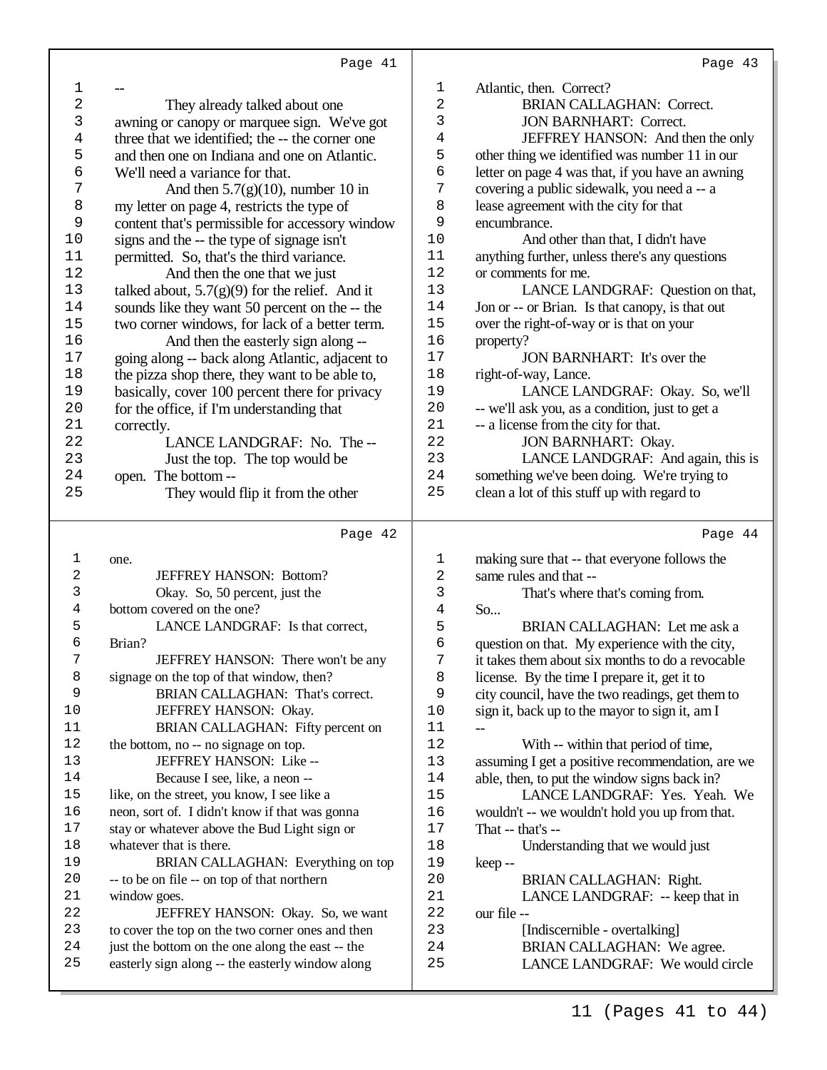Page 41

--

They already talked about one awning or canopy or marquee sign. We've got three that we identified; the -- the corner one and then one on Indiana and one on Atlantic. We'll need a variance for that.

And then 5.7(g)(10), number 10 in my letter on page 4, restricts the type of content that's permissible for accessory window signs and the -- the type of signage isn't permitted. So, that's the third variance.

And then the one that we just talked about, 5.7(g)(9) for the relief. And it sounds like they want 50 percent on the -- the two corner windows, for lack of a better term.

And then the easterly sign along -- going along -- back along Atlantic, adjacent to the pizza shop there, they want to be able to, basically, cover 100 percent there for privacy for the office, if I'm understanding that correctly.

LANCE LANDGRAF: No. The --

Just the top. The top would be open. The bottom --

They would flip it from the other

Page 42

one.

JEFFREY HANSON: Bottom?

Okay. So, 50 percent, just the bottom covered on the one?

LANCE LANDGRAF: Is that correct, Brian?

JEFFREY HANSON: There won't be any signage on the top of that window, then?

BRIAN CALLAGHAN: That's correct.

JEFFREY HANSON: Okay.

BRIAN CALLAGHAN: Fifty percent on the bottom, no -- no signage on top.

JEFFREY HANSON: Like --

Because I see, like, a neon -- like, on the street, you know, I see like a neon, sort of. I didn't know if that was gonna stay or whatever above the Bud Light sign or whatever that is there.

BRIAN CALLAGHAN: Everything on top -- to be on file -- on top of that northern window goes.

JEFFREY HANSON: Okay. So, we want to cover the top on the two corner ones and then just the bottom on the one along the east -- the easterly sign along -- the easterly window along

Page 43

Atlantic, then. Correct?

BRIAN CALLAGHAN: Correct.

JON BARNHART: Correct.

JEFFREY HANSON: And then the only other thing we identified was number 11 in our letter on page 4 was that, if you have an awning covering a public sidewalk, you need a -- a lease agreement with the city for that encumbrance.

And other than that, I didn't have anything further, unless there's any questions or comments for me.

LANCE LANDGRAF: Question on that, Jon or -- or Brian. Is that canopy, is that out over the right-of-way or is that on your property?

JON BARNHART: It's over the right-of-way, Lance.

LANCE LANDGRAF: Okay. So, we'll -- we'll ask you, as a condition, just to get a -- a license from the city for that.

JON BARNHART: Okay.

LANCE LANDGRAF: And again, this is something we've been doing. We're trying to clean a lot of this stuff up with regard to

Page 44

making sure that -- that everyone follows the same rules and that --

That's where that's coming from. So...

BRIAN CALLAGHAN: Let me ask a question on that. My experience with the city, it takes them about six months to do a revocable license. By the time I prepare it, get it to city council, have the two readings, get them to sign it, back up to the mayor to sign it, am I --

With -- within that period of time, assuming I get a positive recommendation, are we able, then, to put the window signs back in?

LANCE LANDGRAF: Yes. Yeah. We wouldn't -- we wouldn't hold you up from that. That -- that's --

Understanding that we would just keep --

BRIAN CALLAGHAN: Right.

LANCE LANDGRAF: -- keep that in our file --

[Indiscernible - overtalking]

BRIAN CALLAGHAN: We agree.

LANCE LANDGRAF: We would circle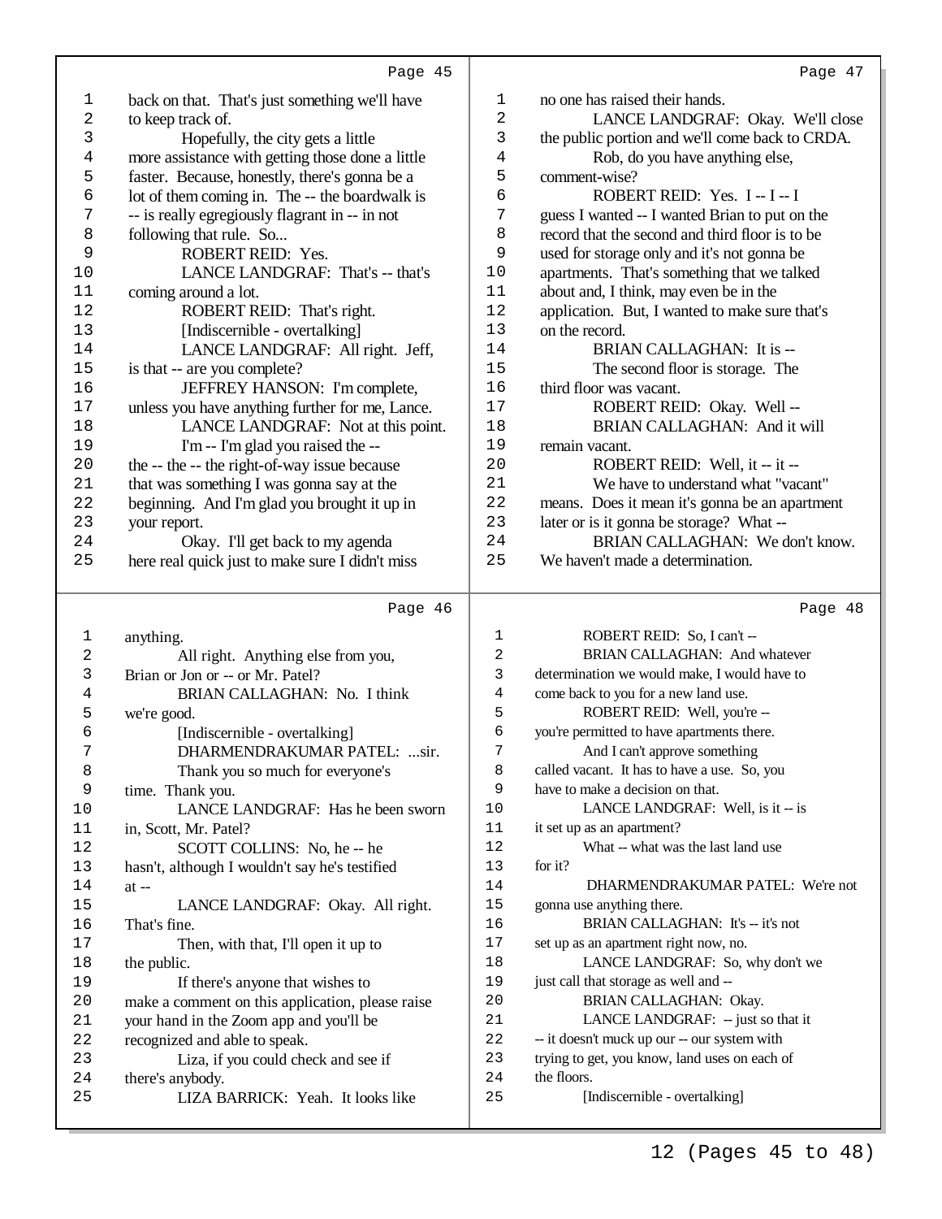Page 45

1 back on that. That's just something we'll have
2 to keep track of.
3 Hopefully, the city gets a little
4 more assistance with getting those done a little
5 faster. Because, honestly, there's gonna be a
6 lot of them coming in. The -- the boardwalk is
7 -- is really egregiously flagrant in -- in not
8 following that rule. So...
9 ROBERT REID: Yes.
10 LANCE LANDGRAF: That's -- that's
11 coming around a lot.
12 ROBERT REID: That's right.
13 [Indiscernible - overtalking]
14 LANCE LANDGRAF: All right. Jeff,
15 is that -- are you complete?
16 JEFFREY HANSON: I'm complete,
17 unless you have anything further for me, Lance.
18 LANCE LANDGRAF: Not at this point.
19 I'm -- I'm glad you raised the --
20 the -- the -- the right-of-way issue because
21 that was something I was gonna say at the
22 beginning. And I'm glad you brought it up in
23 your report.
24 Okay. I'll get back to my agenda
25 here real quick just to make sure I didn't miss

Page 46

1 anything.
2 All right. Anything else from you,
3 Brian or Jon or -- or Mr. Patel?
4 BRIAN CALLAGHAN: No. I think
5 we're good.
6 [Indiscernible - overtalking]
7 DHARMENDRAKUMAR PATEL: ...sir.
8 Thank you so much for everyone's
9 time. Thank you.
10 LANCE LANDGRAF: Has he been sworn
11 in, Scott, Mr. Patel?
12 SCOTT COLLINS: No, he -- he
13 hasn't, although I wouldn't say he's testified
14 at --
15 LANCE LANDGRAF: Okay. All right.
16 That's fine.
17 Then, with that, I'll open it up to
18 the public.
19 If there's anyone that wishes to
20 make a comment on this application, please raise
21 your hand in the Zoom app and you'll be
22 recognized and able to speak.
23 Liza, if you could check and see if
24 there's anybody.
25 LIZA BARRICK: Yeah. It looks like

Page 47

1 no one has raised their hands.
2 LANCE LANDGRAF: Okay. We'll close
3 the public portion and we'll come back to CRDA.
4 Rob, do you have anything else,
5 comment-wise?
6 ROBERT REID: Yes. I -- I -- I
7 guess I wanted -- I wanted Brian to put on the
8 record that the second and third floor is to be
9 used for storage only and it's not gonna be
10 apartments. That's something that we talked
11 about and, I think, may even be in the
12 application. But, I wanted to make sure that's
13 on the record.
14 BRIAN CALLAGHAN: It is --
15 The second floor is storage. The
16 third floor was vacant.
17 ROBERT REID: Okay. Well --
18 BRIAN CALLAGHAN: And it will
19 remain vacant.
20 ROBERT REID: Well, it -- it --
21 We have to understand what "vacant"
22 means. Does it mean it's gonna be an apartment
23 later or is it gonna be storage? What --
24 BRIAN CALLAGHAN: We don't know.
25 We haven't made a determination.

Page 48

1 ROBERT REID: So, I can't --
2 BRIAN CALLAGHAN: And whatever
3 determination we would make, I would have to
4 come back to you for a new land use.
5 ROBERT REID: Well, you're --
6 you're permitted to have apartments there.
7 And I can't approve something
8 called vacant. It has to have a use. So, you
9 have to make a decision on that.
10 LANCE LANDGRAF: Well, is it -- is
11 it set up as an apartment?
12 What -- what was the last land use
13 for it?
14 DHARMENDRAKUMAR PATEL: We're not
15 gonna use anything there.
16 BRIAN CALLAGHAN: It's -- it's not
17 set up as an apartment right now, no.
18 LANCE LANDGRAF: So, why don't we
19 just call that storage as well and --
20 BRIAN CALLAGHAN: Okay.
21 LANCE LANDGRAF: -- just so that it
22 -- it doesn't muck up our -- our system with
23 trying to get, you know, land uses on each of
24 the floors.
25 [Indiscernible - overtalking]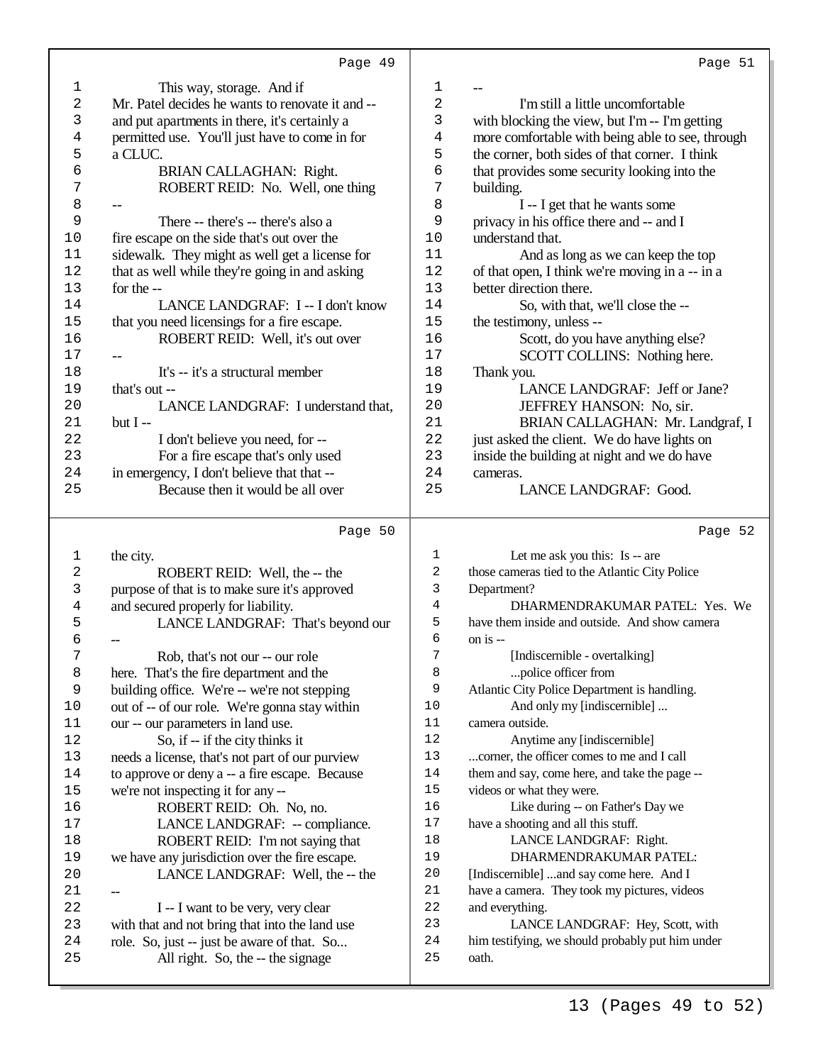This way, storage. And if Mr. Patel decides he wants to renovate it and -- and put apartments in there, it's certainly a permitted use. You'll just have to come in for a CLUC.

BRIAN CALLAGHAN: Right.

ROBERT REID: No. Well, one thing --

There -- there's -- there's also a fire escape on the side that's out over the sidewalk. They might as well get a license for that as well while they're going in and asking for the --

LANCE LANDGRAF: I -- I don't know that you need licensings for a fire escape.

ROBERT REID: Well, it's out over --

It's -- it's a structural member that's out --

LANCE LANDGRAF: I understand that, but I --

I don't believe you need, for --

For a fire escape that's only used in emergency, I don't believe that that --

Because then it would be all over the city.

ROBERT REID: Well, the -- the purpose of that is to make sure it's approved and secured properly for liability.

LANCE LANDGRAF: That's beyond our --

Rob, that's not our -- our role here. That's the fire department and the building office. We're -- we're not stepping out of -- of our role. We're gonna stay within our -- our parameters in land use.

So, if -- if the city thinks it needs a license, that's not part of our purview to approve or deny a -- a fire escape. Because we're not inspecting it for any --

ROBERT REID: Oh. No, no.

LANCE LANDGRAF: -- compliance.

ROBERT REID: I'm not saying that we have any jurisdiction over the fire escape.

LANCE LANDGRAF: Well, the -- the --

I -- I want to be very, very clear with that and not bring that into the land use role. So, just -- just be aware of that. So...

All right. So, the -- the signage --

I'm still a little uncomfortable with blocking the view, but I'm -- I'm getting more comfortable with being able to see, through the corner, both sides of that corner. I think that provides some security looking into the building.

I -- I get that he wants some privacy in his office there and -- and I understand that.

And as long as we can keep the top of that open, I think we're moving in a -- in a better direction there.

So, with that, we'll close the -- the testimony, unless --

Scott, do you have anything else?

SCOTT COLLINS: Nothing here. Thank you.

LANCE LANDGRAF: Jeff or Jane?

JEFFREY HANSON: No, sir.

BRIAN CALLAGHAN: Mr. Landgraf, I just asked the client. We do have lights on inside the building at night and we do have cameras.

LANCE LANDGRAF: Good.

Let me ask you this: Is -- are those cameras tied to the Atlantic City Police Department?

DHARMENDRAKUMAR PATEL: Yes. We have them inside and outside. And show camera on is --

[Indiscernible - overtalking]

...police officer from Atlantic City Police Department is handling.

And only my [indiscernible] ... camera outside.

Anytime any [indiscernible] ...corner, the officer comes to me and I call them and say, come here, and take the page -- videos or what they were.

Like during -- on Father's Day we have a shooting and all this stuff.

LANCE LANDGRAF: Right.

DHARMENDRAKUMAR PATEL: [Indiscernible] ...and say come here. And I have a camera. They took my pictures, videos and everything.

LANCE LANDGRAF: Hey, Scott, with him testifying, we should probably put him under oath.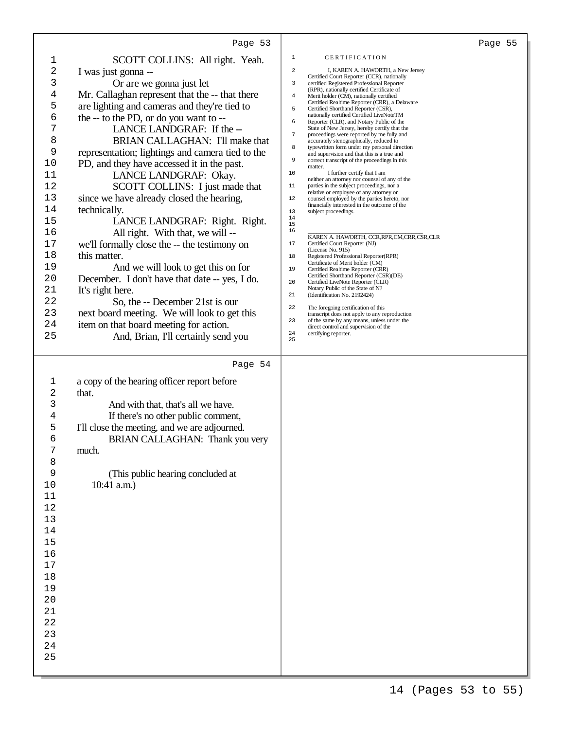SCOTT COLLINS: All right. Yeah. I was just gonna --

Or are we gonna just let Mr. Callaghan represent that the -- that there are lighting and cameras and they're tied to the -- to the PD, or do you want to --

LANCE LANDGRAF: If the --

BRIAN CALLAGHAN: I'll make that representation; lightings and camera tied to the PD, and they have accessed it in the past.

LANCE LANDGRAF: Okay.

SCOTT COLLINS: I just made that since we have already closed the hearing, technically.

LANCE LANDGRAF: Right. Right. All right. With that, we will -- we'll formally close the -- the testimony on this matter.

And we will look to get this on for December. I don't have that date -- yes, I do. It's right here.

So, the -- December 21st is our next board meeting. We will look to get this item on that board meeting for action.

And, Brian, I'll certainly send you a copy of the hearing officer report before that.

And with that, that's all we have.

If there's no other public comment, I'll close the meeting, and we are adjourned.

BRIAN CALLAGHAN: Thank you very much.

(This public hearing concluded at 10:41 a.m.)

C E R T I F I C A T I O N

I, KAREN A. HAWORTH, a New Jersey Certified Court Reporter (CCR), nationally certified Registered Professional Reporter (RPR), nationally certified Certificate of Merit holder (CM), nationally certified Certified Realtime Reporter (CRR), a Delaware Certified Shorthand Reporter (CSR), nationally certified Certified LiveNoteTM Reporter (CLR), and Notary Public of the State of New Jersey, hereby certify that the proceedings were reported by me fully and accurately stenographically, reduced to typewritten form under my personal direction and supervision and that this is a true and correct transcript of the proceedings in this matter.

I further certify that I am neither an attorney nor counsel of any of the parties in the subject proceedings, nor a relative or employee of any attorney or counsel employed by the parties hereto, nor financially interested in the outcome of the subject proceedings.

\_\_\_\_\_\_\_\_\_\_\_\_\_\_\_\_\_\_\_\_\_\_\_\_\_\_\_\_\_\_\_\_
KAREN A. HAWORTH, CCR,RPR,CM,CRR,CSR,CLR
Certified Court Reporter (NJ)
(License No. 915)
Registered Professional Reporter(RPR)
Certificate of Merit holder (CM)
Certified Realtime Reporter (CRR)
Certified Shorthand Reporter (CSR)(DE)
Certified LiveNote Reporter (CLR)
Notary Public of the State of NJ
(Identification No. 2192424)

The foregoing certification of this transcript does not apply to any reproduction of the same by any means, unless under the direct control and supervision of the certifying reporter.